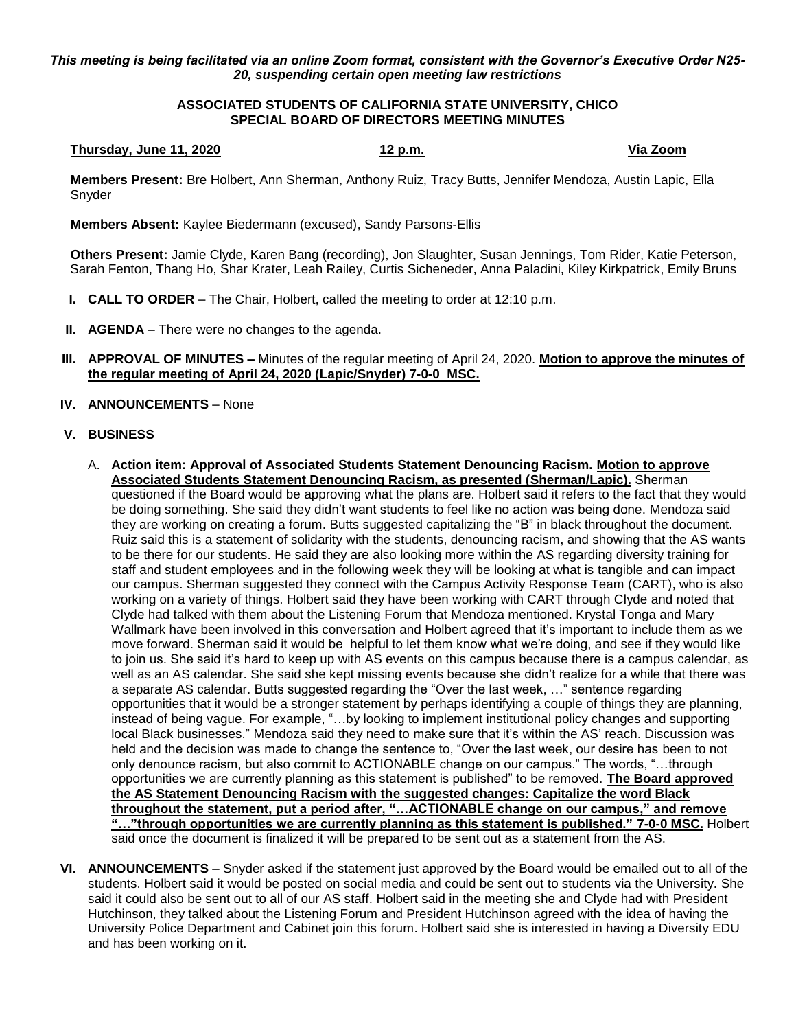*This meeting is being facilitated via an online Zoom format, consistent with the Governor's Executive Order N25-20, suspending certain open meeting law restrictions*

**ASSOCIATED STUDENTS OF CALIFORNIA STATE UNIVERSITY, CHICO**
**SPECIAL BOARD OF DIRECTORS MEETING MINUTES**

**Thursday, June 11, 2020** **12 p.m.** **Via Zoom**

**Members Present:** Bre Holbert, Ann Sherman, Anthony Ruiz, Tracy Butts, Jennifer Mendoza, Austin Lapic, Ella Snyder

**Members Absent:** Kaylee Biedermann (excused), Sandy Parsons-Ellis

**Others Present:** Jamie Clyde, Karen Bang (recording), Jon Slaughter, Susan Jennings, Tom Rider, Katie Peterson, Sarah Fenton, Thang Ho, Shar Krater, Leah Railey, Curtis Sicheneder, Anna Paladini, Kiley Kirkpatrick, Emily Bruns

I. **CALL TO ORDER** – The Chair, Holbert, called the meeting to order at 12:10 p.m.

II. **AGENDA** – There were no changes to the agenda.

III. **APPROVAL OF MINUTES –** Minutes of the regular meeting of April 24, 2020. **Motion to approve the minutes of the regular meeting of April 24, 2020 (Lapic/Snyder) 7-0-0 MSC.**

IV. **ANNOUNCEMENTS** – None

V. **BUSINESS**

A. **Action item: Approval of Associated Students Statement Denouncing Racism. Motion to approve Associated Students Statement Denouncing Racism, as presented (Sherman/Lapic).** Sherman questioned if the Board would be approving what the plans are. Holbert said it refers to the fact that they would be doing something. She said they didn't want students to feel like no action was being done. Mendoza said they are working on creating a forum. Butts suggested capitalizing the "B" in black throughout the document. Ruiz said this is a statement of solidarity with the students, denouncing racism, and showing that the AS wants to be there for our students. He said they are also looking more within the AS regarding diversity training for staff and student employees and in the following week they will be looking at what is tangible and can impact our campus. Sherman suggested they connect with the Campus Activity Response Team (CART), who is also working on a variety of things. Holbert said they have been working with CART through Clyde and noted that Clyde had talked with them about the Listening Forum that Mendoza mentioned. Krystal Tonga and Mary Wallmark have been involved in this conversation and Holbert agreed that it's important to include them as we move forward. Sherman said it would be helpful to let them know what we're doing, and see if they would like to join us. She said it's hard to keep up with AS events on this campus because there is a campus calendar, as well as an AS calendar. She said she kept missing events because she didn't realize for a while that there was a separate AS calendar. Butts suggested regarding the "Over the last week, …" sentence regarding opportunities that it would be a stronger statement by perhaps identifying a couple of things they are planning, instead of being vague. For example, "…by looking to implement institutional policy changes and supporting local Black businesses." Mendoza said they need to make sure that it's within the AS' reach. Discussion was held and the decision was made to change the sentence to, "Over the last week, our desire has been to not only denounce racism, but also commit to ACTIONABLE change on our campus." The words, "…through opportunities we are currently planning as this statement is published" to be removed. **The Board approved the AS Statement Denouncing Racism with the suggested changes: Capitalize the word Black throughout the statement, put a period after, "…ACTIONABLE change on our campus," and remove "…"through opportunities we are currently planning as this statement is published." 7-0-0 MSC.** Holbert said once the document is finalized it will be prepared to be sent out as a statement from the AS.

VI. **ANNOUNCEMENTS** – Snyder asked if the statement just approved by the Board would be emailed out to all of the students. Holbert said it would be posted on social media and could be sent out to students via the University. She said it could also be sent out to all of our AS staff. Holbert said in the meeting she and Clyde had with President Hutchinson, they talked about the Listening Forum and President Hutchinson agreed with the idea of having the University Police Department and Cabinet join this forum. Holbert said she is interested in having a Diversity EDU and has been working on it.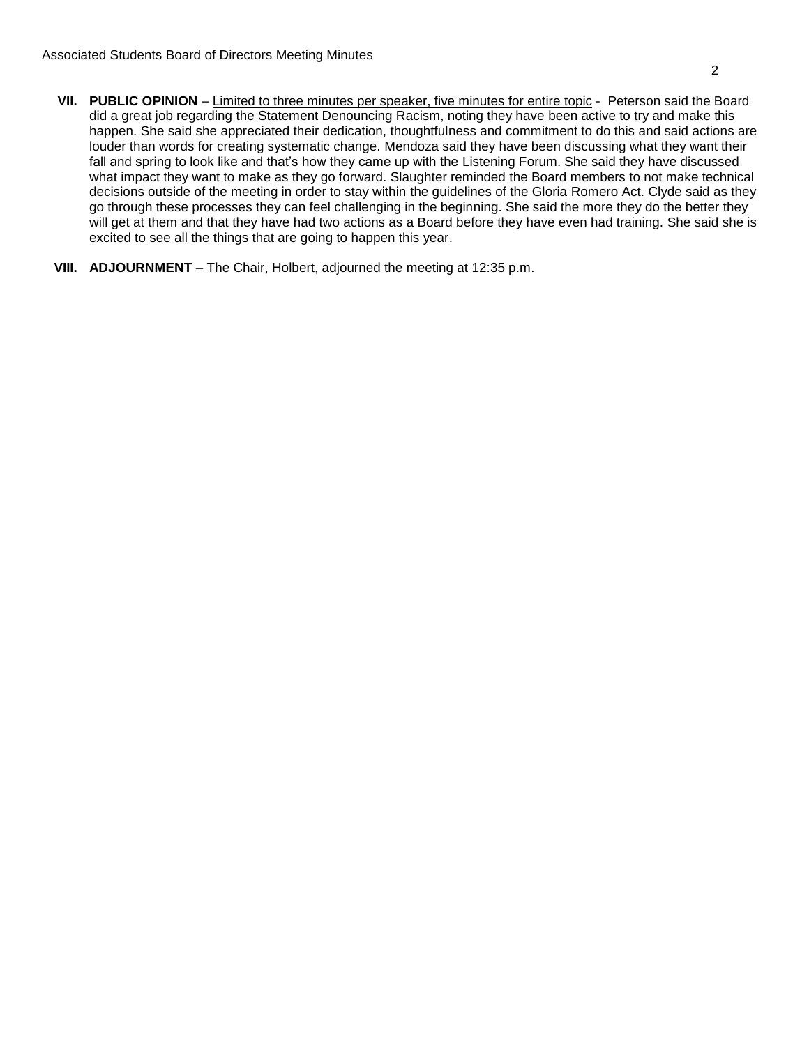VII. **PUBLIC OPINION** – Limited to three minutes per speaker, five minutes for entire topic - Peterson said the Board did a great job regarding the Statement Denouncing Racism, noting they have been active to try and make this happen. She said she appreciated their dedication, thoughtfulness and commitment to do this and said actions are louder than words for creating systematic change. Mendoza said they have been discussing what they want their fall and spring to look like and that's how they came up with the Listening Forum. She said they have discussed what impact they want to make as they go forward. Slaughter reminded the Board members to not make technical decisions outside of the meeting in order to stay within the guidelines of the Gloria Romero Act. Clyde said as they go through these processes they can feel challenging in the beginning. She said the more they do the better they will get at them and that they have had two actions as a Board before they have even had training. She said she is excited to see all the things that are going to happen this year.

VIII. **ADJOURNMENT** – The Chair, Holbert, adjourned the meeting at 12:35 p.m.